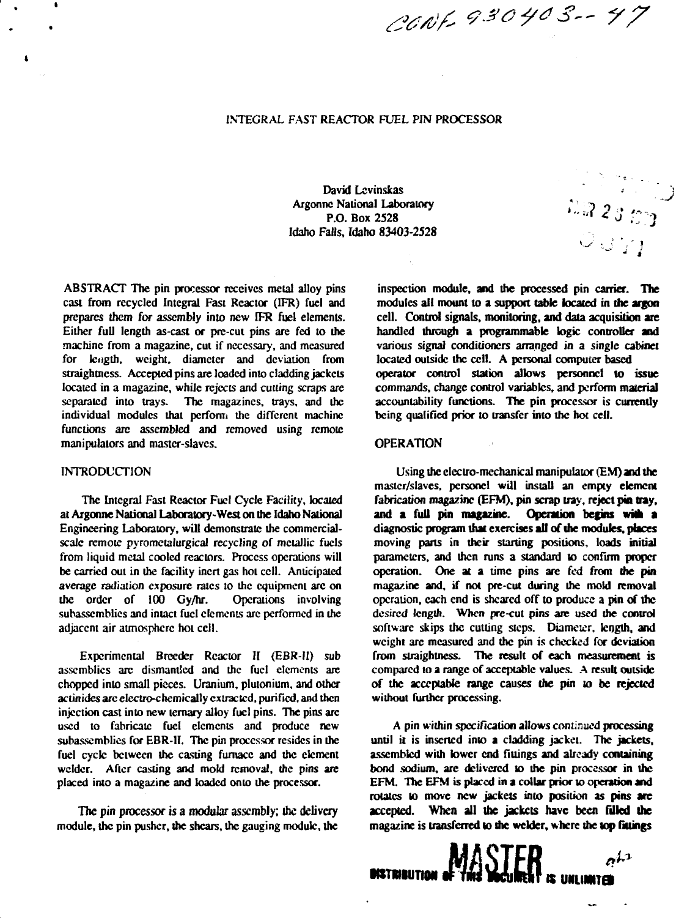CONF-930403--47

# INTEGRAL FAST REACTOR FUEL PIN PROCESSOR

David Levinskas
Argonne National Laboratory
P.O. Box 2528
Idaho Falls, Idaho 83403-2528

ABSTRACT The pin processor receives metal alloy pins cast from recycled Integral Fast Reactor (IFR) fuel and prepares them for assembly into new IFR fuel elements. Either full length as-cast or pre-cut pins are fed to the machine from a magazine, cut if necessary, and measured for length, weight, diameter and deviation from straightness. Accepted pins are loaded into cladding jackets located in a magazine, while rejects and cutting scraps are separated into trays. The magazines, trays, and the individual modules that perform the different machine functions are assembled and removed using remote manipulators and master-slaves.

## INTRODUCTION

The Integral Fast Reactor Fuel Cycle Facility, located at Argonne National Laboratory-West on the Idaho National Engineering Laboratory, will demonstrate the commercial-scale remote pyrometalurgical recycling of metallic fuels from liquid metal cooled reactors. Process operations will be carried out in the facility inert gas hot cell. Anticipated average radiation exposure rates to the equipment are on the order of 100 Gy/hr. Operations involving subassemblies and intact fuel elements are performed in the adjacent air atmosphere hot cell.

Experimental Breeder Reactor II (EBR-II) sub assemblies are dismantled and the fuel elements are chopped into small pieces. Uranium, plutonium, and other actinides are electro-chemically extracted, purified, and then injection cast into new ternary alloy fuel pins. The pins are used to fabricate fuel elements and produce new subassemblies for EBR-II. The pin processor resides in the fuel cycle between the casting furnace and the element welder. After casting and mold removal, the pins are placed into a magazine and loaded onto the processor.

The pin processor is a modular assembly; the delivery module, the pin pusher, the shears, the gauging module, the inspection module, and the processed pin carrier. The modules all mount to a support table located in the argon cell. Control signals, monitoring, and data acquisition are handled through a programmable logic controller and various signal conditioners arranged in a single cabinet located outside the cell. A personal computer based operator control station allows personnel to issue commands, change control variables, and perform material accountability functions. The pin processor is currently being qualified prior to transfer into the hot cell.

## OPERATION

Using the electro-mechanical manipulator (EM) and the master/slaves, personnel will install an empty element fabrication magazine (EFM), pin scrap tray, reject pin tray, and a full pin magazine. Operation begins with a diagnostic program that exercises all of the modules, places moving parts in their starting positions, loads initial parameters, and then runs a standard to confirm proper operation. One at a time pins are fed from the pin magazine and, if not pre-cut during the mold removal operation, each end is sheared off to produce a pin of the desired length. When pre-cut pins are used the control software skips the cutting steps. Diameter, length, and weight are measured and the pin is checked for deviation from straightness. The result of each measurement is compared to a range of acceptable values. A result outside of the acceptable range causes the pin to be rejected without further processing.

A pin within specification allows continued processing until it is inserted into a cladding jacket. The jackets, assembled with lower end fittings and already containing bond sodium, are delivered to the pin processor in the EFM. The EFM is placed in a collar prior to operation and rotates to move new jackets into position as pins are accepted. When all the jackets have been filled the magazine is transferred to the welder, where the top fittings

DISTRIBUTION OF THIS DOCUMENT IS UNLIMITED

MASTER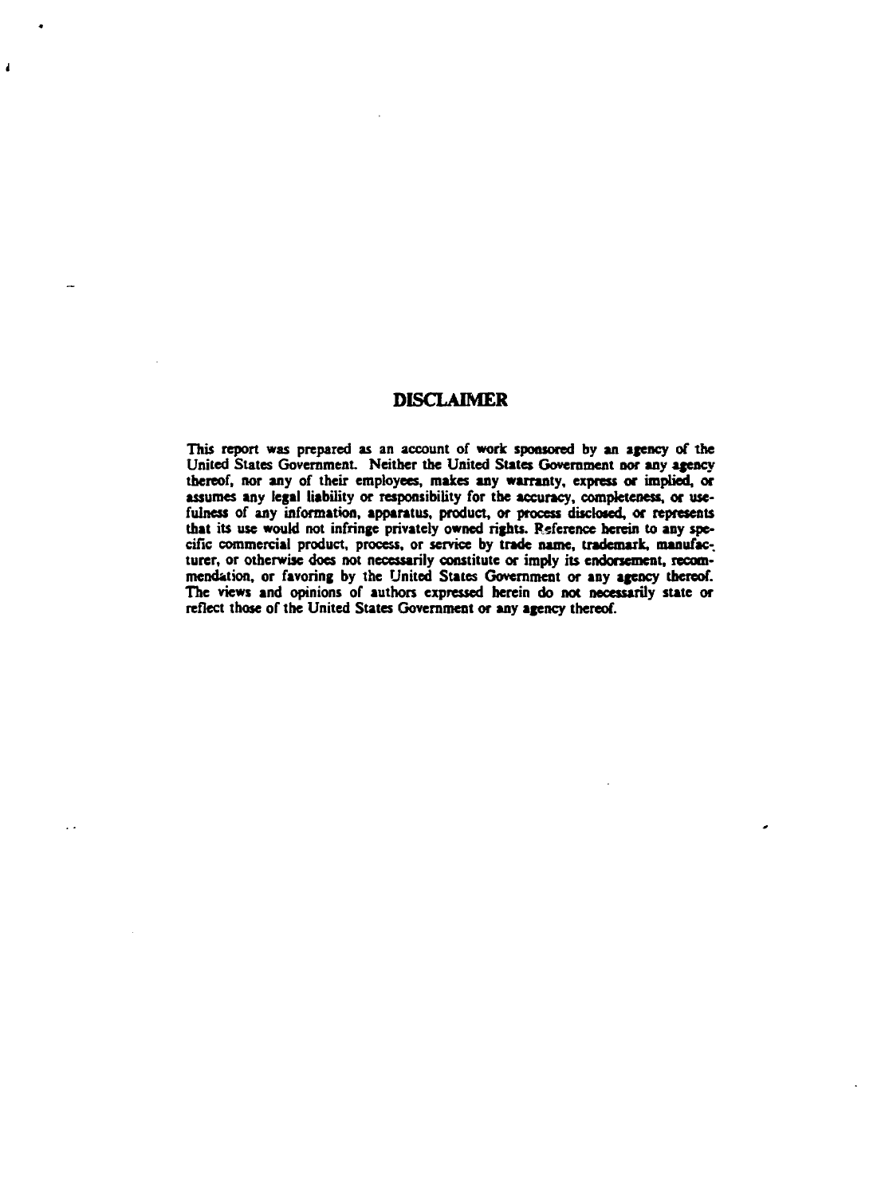## DISCLAIMER

This report was prepared as an account of work sponsored by an agency of the United States Government. Neither the United States Government nor any agency thereof, nor any of their employees, makes any warranty, express or implied, or assumes any legal liability or responsibility for the accuracy, completeness, or usefulness of any information, apparatus, product, or process disclosed, or represents that its use would not infringe privately owned rights. Reference herein to any specific commercial product, process, or service by trade name, trademark, manufacturer, or otherwise does not necessarily constitute or imply its endorsement, recommendation, or favoring by the United States Government or any agency thereof. The views and opinions of authors expressed herein do not necessarily state or reflect those of the United States Government or any agency thereof.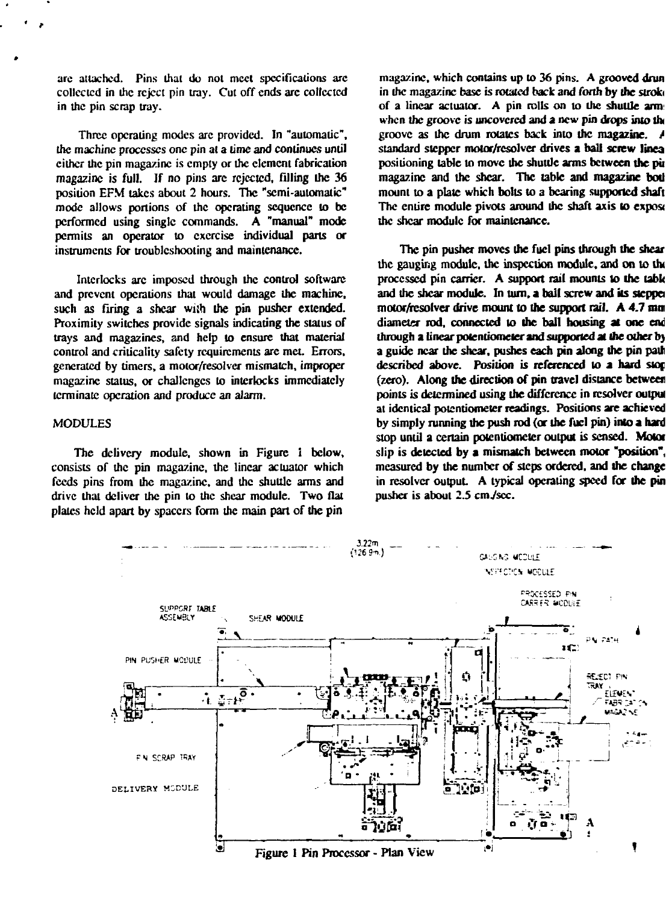are attached. Pins that do not meet specifications are collected in the reject pin tray. Cut off ends are collected in the pin scrap tray.

Three operating modes are provided. In "automatic", the machine processes one pin at a time and continues until either the pin magazine is empty or the element fabrication magazine is full. If no pins are rejected, filling the 36 position EFM takes about 2 hours. The "semi-automatic" mode allows portions of the operating sequence to be performed using single commands. A "manual" mode permits an operator to exercise individual parts or instruments for troubleshooting and maintenance.

Interlocks are imposed through the control software and prevent operations that would damage the machine, such as firing a shear with the pin pusher extended. Proximity switches provide signals indicating the status of trays and magazines, and help to ensure that material control and criticality safety requirements are met. Errors, generated by timers, a motor/resolver mismatch, improper magazine status, or challenges to interlocks immediately terminate operation and produce an alarm.

## MODULES

The delivery module, shown in Figure 1 below, consists of the pin magazine, the linear actuator which feeds pins from the magazine, and the shuttle arms and drive that deliver the pin to the shear module. Two flat plates held apart by spacers form the main part of the pin magazine, which contains up to 36 pins. A grooved drum in the magazine base is rotated back and forth by the stroke of a linear actuator. A pin rolls on to the shuttle arms when the groove is uncovered and a new pin drops into the groove as the drum rotates back into the magazine. A standard stepper motor/resolver drives a ball screw linear positioning table to move the shuttle arms between the pin magazine and the shear. The table and magazine both mount to a plate which bolts to a bearing supported shaft. The entire module pivots around the shaft axis to expose the shear module for maintenance.

The pin pusher moves the fuel pins through the shear, the gauging module, the inspection module, and on to the processed pin carrier. A support rail mounts to the table and the shear module. In turn, a ball screw and its stepper motor/resolver drive mount to the support rail. A 4.7 mm diameter rod, connected to the ball housing at one end through a linear potentiometer and supported at the other by a guide near the shear, pushes each pin along the pin path described above. Position is referenced to a hard stop (zero). Along the direction of pin travel distance between points is determined using the difference in resolver output at identical potentiometer readings. Positions are achieved by simply running the push rod (or the fuel pin) into a hard stop until a certain potentiometer output is sensed. Motor slip is detected by a mismatch between motor "position", measured by the number of steps ordered, and the change in resolver output. A typical operating speed for the pin pusher is about 2.5 cm./sec.

Figure 1 Pin Processor - Plan View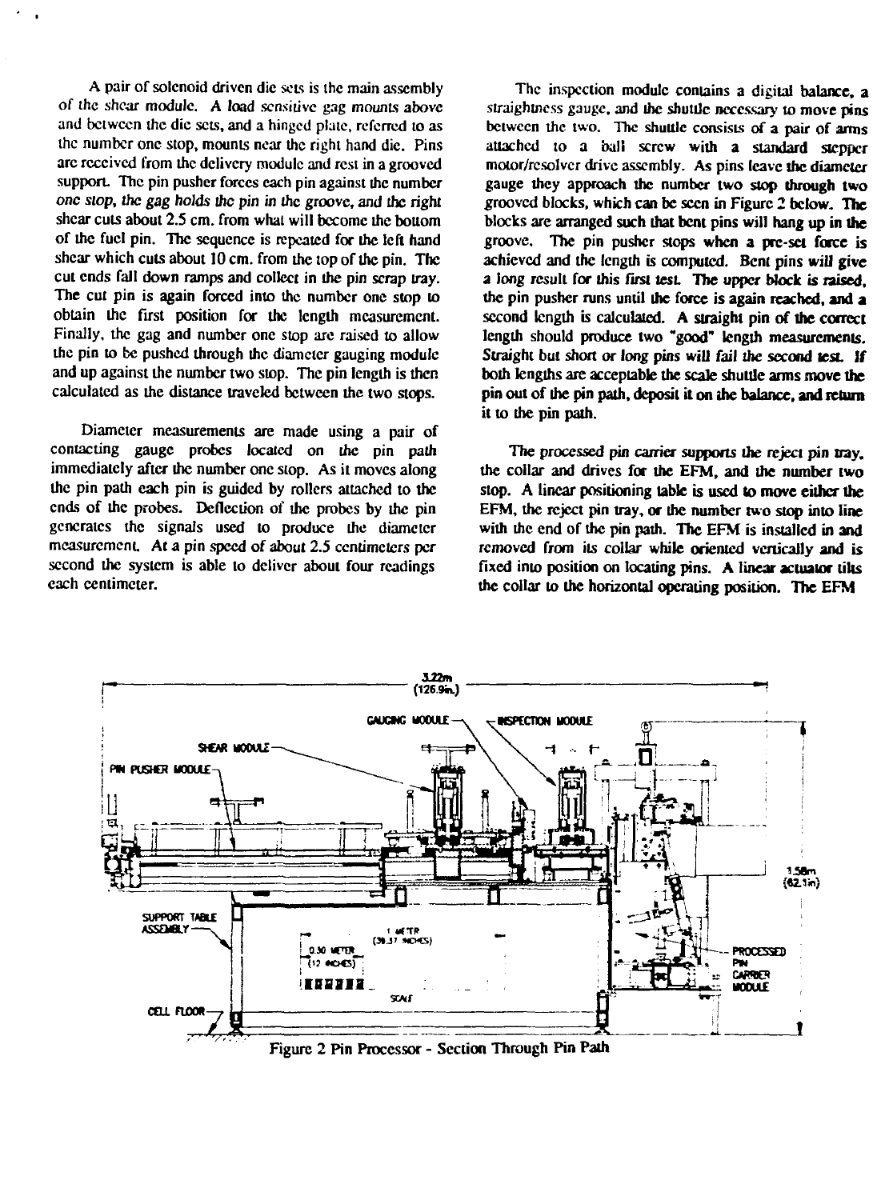A pair of solenoid driven die sets is the main assembly of the shear module. A load sensitive gag mounts above and between the die sets, and a hinged plate, referred to as the number one stop, mounts near the right hand die. Pins are received from the delivery module and rest in a grooved support. The pin pusher forces each pin against the number one stop, the gag holds the pin in the groove, and the right shear cuts about 2.5 cm. from what will become the bottom of the fuel pin. The sequence is repeated for the left hand shear which cuts about 10 cm. from the top of the pin. The cut ends fall down ramps and collect in the pin scrap tray. The cut pin is again forced into the number one stop to obtain the first position for the length measurement. Finally, the gag and number one stop are raised to allow the pin to be pushed through the diameter gauging module and up against the number two stop. The pin length is then calculated as the distance traveled between the two stops.

Diameter measurements are made using a pair of contacting gauge probes located on the pin path immediately after the number one stop. As it moves along the pin path each pin is guided by rollers attached to the ends of the probes. Deflection of the probes by the pin generates the signals used to produce the diameter measurement. At a pin speed of about 2.5 centimeters per second the system is able to deliver about four readings each centimeter.

The inspection module contains a digital balance, a straightness gauge, and the shuttle necessary to move pins between the two. The shuttle consists of a pair of arms attached to a ball screw with a standard stepper motor/resolver drive assembly. As pins leave the diameter gauge they approach the number two stop through two grooved blocks, which can be seen in Figure 2 below. The blocks are arranged such that bent pins will hang up in the groove. The pin pusher stops when a pre-set force is achieved and the length is computed. Bent pins will give a long result for this first test. The upper block is raised, the pin pusher runs until the force is again reached, and a second length is calculated. A straight pin of the correct length should produce two "good" length measurements. Straight but short or long pins will fail the second test. If both lengths are acceptable the scale shuttle arms move the pin out of the pin path, deposit it on the balance, and return it to the pin path.

The processed pin carrier supports the reject pin tray, the collar and drives for the EFM, and the number two stop. A linear positioning table is used to move either the EFM, the reject pin tray, or the number two stop into line with the end of the pin path. The EFM is installed in and removed from its collar while oriented vertically and is fixed into position on locating pins. A linear actuator tilts the collar to the horizontal operating position. The EFM

Figure 2 Pin Processor - Section Through Pin Path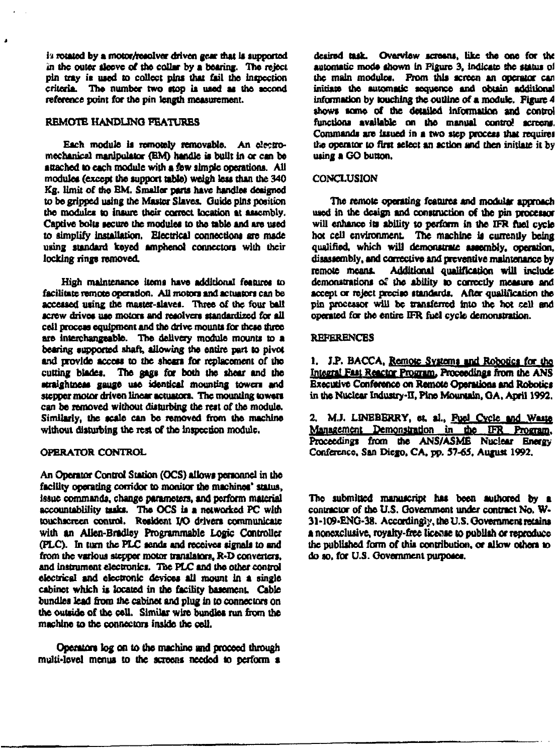is rotated by a motor/resolver driven gear that is supported in the outer sleeve of the collar by a bearing. The reject pin tray is used to collect pins that fail the inspection criteria. The number two stop is used as the second reference point for the pin length measurement.

## REMOTE HANDLING FEATURES

Each module is remotely removable. An electromechanical manipulator (EM) handle is built in or can be attached to each module with a few simple operations. All modules (except the support table) weigh less than the 340 Kg. limit of the EM. Smaller parts have handles designed to be gripped using the Master Slaves. Guide pins position the modules to insure their correct location at assembly. Captive bolts secure the modules to the table and are used to simplify installation. Electrical connections are made using standard keyed amphenol connectors with their locking rings removed.

High maintenance items have additional features to facilitate remote operation. All motors and actuators can be accessed using the master-slaves. Three of the four ball screw drives use motors and resolvers standardized for all cell process equipment and the drive mounts for these three are interchangeable. The delivery module mounts to a bearing supported shaft, allowing the entire part to pivot and provide access to the shears for replacement of the cutting blades. The gags for both the shear and the straightness gauge use identical mounting towers and stepper motor driven linear actuators. The mounting towers can be removed without disturbing the rest of the module. Similarly, the scale can be removed from the machine without disturbing the rest of the inspection module.

## OPERATOR CONTROL

An Operator Control Station (OCS) allows personnel in the facility operating corridor to monitor the machines' status, issue commands, change parameters, and perform material accountablility tasks. The OCS is a networked PC with touchscreen control. Resident I/O drivers communicate with an Allen-Bradley Programmable Logic Controller (PLC). In turn the PLC sends and receives signals to and from the various stepper motor translators, R-D converters, and instrument electronics. The PLC and the other control electrical and electronic devices all mount in a single cabinet which is located in the facility basement. Cable bundles lead from the cabinet and plug in to connectors on the outside of the cell. Similar wire bundles run from the machine to the connectors inside the cell.

Operators log on to the machine and proceed through multi-level menus to the screens needed to perform a desired task. Overview screens, like the one for the automatic mode shown in Figure 3, indicate the status of the main modules. From this screen an operator can initiate the automatic sequence and obtain additional information by touching the outline of a module. Figure 4 shows some of the detailed information and control functions available on the manual control screens. Commands are issued in a two step process that requires the operator to first select an action and then initiate it by using a GO button.

## CONCLUSION

The remote operating features and modular approach used in the design and construction of the pin processor will enhance its ability to perform in the IFR fuel cycle hot cell environment. The machine is currently being qualified, which will demonstrate assembly, operation, disassembly, and corrective and preventive maintenance by remote means. Additional qualification will include demonstrations of the ability to correctly measure and accept or reject precise standards. After qualification the pin processor will be transferred into the hot cell and operated for the entire IFR fuel cycle demonstration.

## REFERENCES

1. J.P. BACCA, Remote Systems and Robotics for the Integral Fast Reactor Program, Proceedings from the ANS Executive Conference on Remote Operations and Robotics in the Nuclear Industry-II, Pine Mountain, GA, April 1992.

2. M.J. LINEBERRY, et. al., Fuel Cycle and Waste Management Demonstration in the IFR Program, Proceedings from the ANS/ASME Nuclear Energy Conference, San Diego, CA, pp. 57-65, August 1992.

The submitted manuscript has been authored by a contractor of the U.S. Government under contract No. W-31-109-ENG-38. Accordingly, the U.S. Government retains a nonexclusive, royalty-free license to publish or reproduce the published form of this contribution, or allow others to do so, for U.S. Government purposes.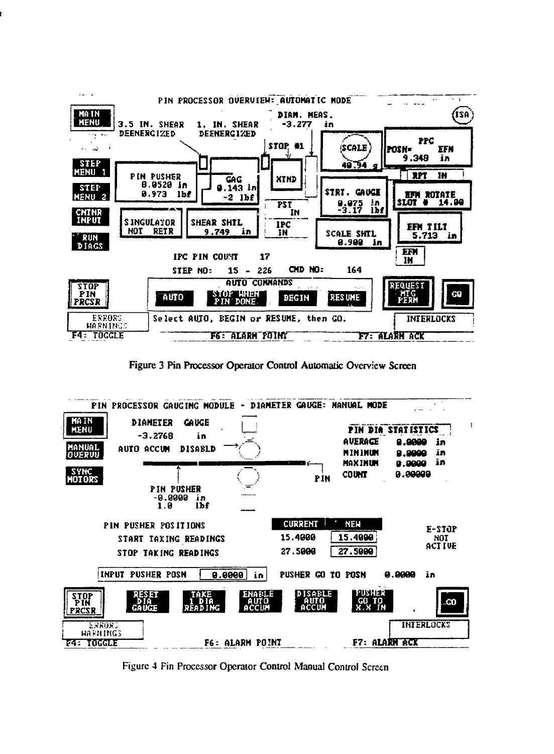PIN PROCESSOR OVERVIEW: AUTOMATIC MODE

MAIN MENU

3.5 IN. SHEAR DEENERGIZED

1. IN. SHEAR DEENERGIZED

DIAM. MEAS. -3.277 in

STOP #1

SCALE 40.94 g

PPC POSN= EFM 9.348 in

STEP MENU 1

STEP MENU 2

CNTNR INPUT

RUN DIAGS

PIN PUSHER 0.0520 in 0.973 lbf

GAG 0.143 in -2 lbf

XTND

PST IN

IPC IN

STRT. GAUGE 0.075 in -3.17 lbf

RPT IN

EFM ROTATE SLOT # 14.00

SINGULATOR NOT RETR

SHEAR SHTL 9.749 in

SCALE SHTL 0.900 in

EFM TILT 5.713 in

EFM IN

IPC PIN COUNT 17

STEP NO: 15 - 226 CMD NO: 164

STOP PIN PRCSR

AUTO COMMANDS

AUTO

STOP WHEN PIN DONE

BEGIN

RESUME

REQUEST MTG PERM

GO

ERRORS WARNINGS

Select AUTO, BEGIN or RESUME, then GO.

INTERLOCKS

F4: TOGGLE F6: ALARM POINT F7: ALARM ACK

Figure 3 Pin Processor Operator Control Automatic Overview Screen

PIN PROCESSOR GAUGING MODULE - DIAMETER GAUGE: MANUAL MODE

MAIN MENU

MANUAL OVERVU

SYNC MOTORS

DIAMETER GAUGE -3.2768 in

AUTO ACCUM DISABLD

PIN

PIN PUSHER -0.0000 in 1.0 lbf

PIN DIA STATISTICS

AVERAGE 0.0000 in

MINIMUM 0.0000 in

MAXIMUM 0.0000 in

COUNT 0.00000

PIN PUSHER POSITIONS

| | CURRENT | NEW |
|---|---|---|
| START TAKING READINGS | 15.4000 | 15.4000 |
| STOP TAKING READINGS | 27.5000 | 27.5000 |

E-STOP NOT ACTIVE

INPUT PUSHER POSN 0.0000 in

PUSHER GO TO POSN 0.0000 in

STOP PIN PRCSR

RESET DIA GAUGE

TAKE 1 DIA READING

ENABLE AUTO ACCUM

DISABLE AUTO ACCUM

PUSHER GO TO X.X IN

GO

ERRORS WARNINGS

INTERLOCKS

F4: TOGGLE F6: ALARM POINT F7: ALARM ACK

Figure 4 Pin Processor Operator Control Manual Control Screen